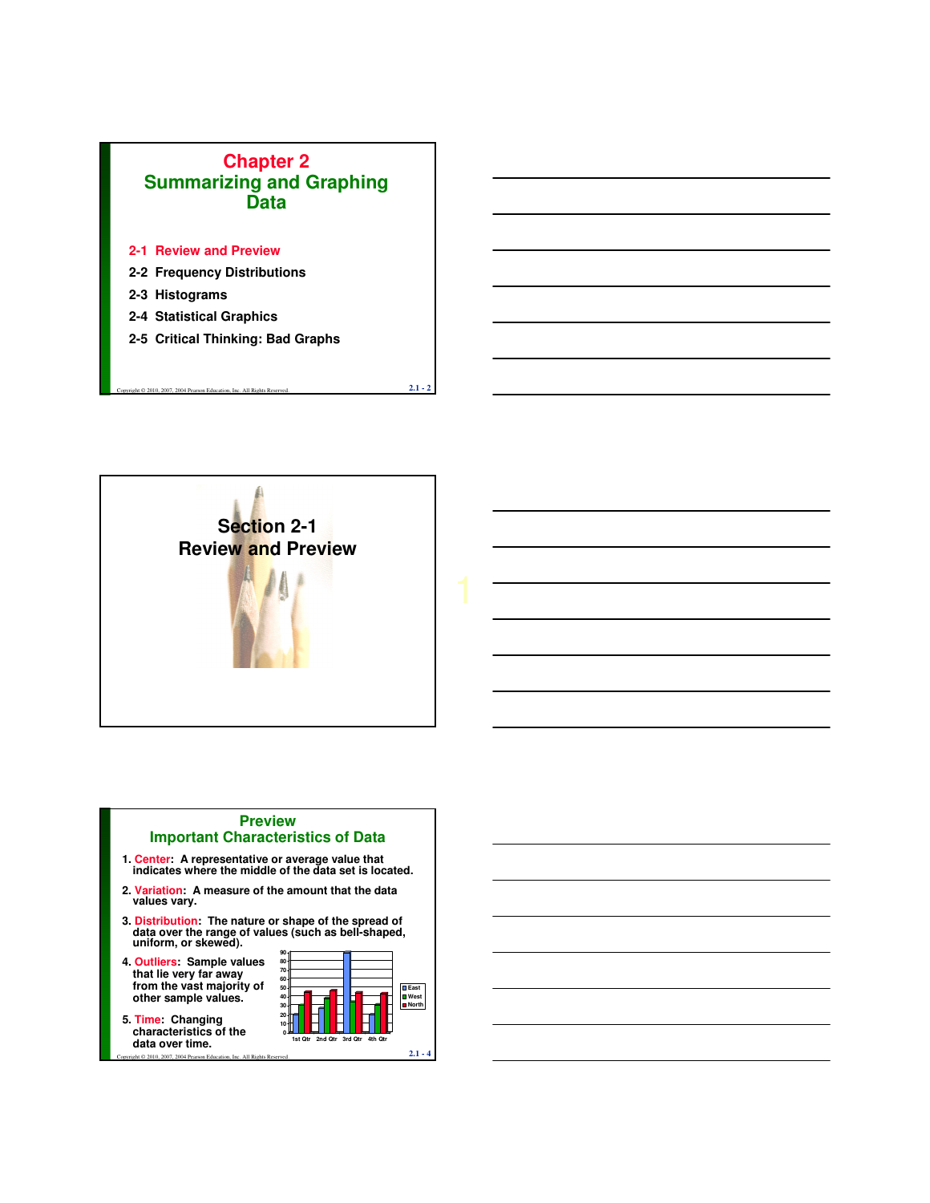# Chapter 2
# Summarizing and Graphing Data

2-1 Review and Preview

2-2 Frequency Distributions

2-3 Histograms

2-4 Statistical Graphics

2-5 Critical Thinking: Bad Graphs

## Section 2-1
## Review and Preview

## Preview
## Important Characteristics of Data

1. **Center**: A representative or average value that indicates where the middle of the data set is located.
2. **Variation**: A measure of the amount that the data values vary.
3. **Distribution**: The nature or shape of the spread of data over the range of values (such as bell-shaped, uniform, or skewed).
4. **Outliers**: Sample values that lie very far away from the vast majority of other sample values.
5. **Time**: Changing characteristics of the data over time.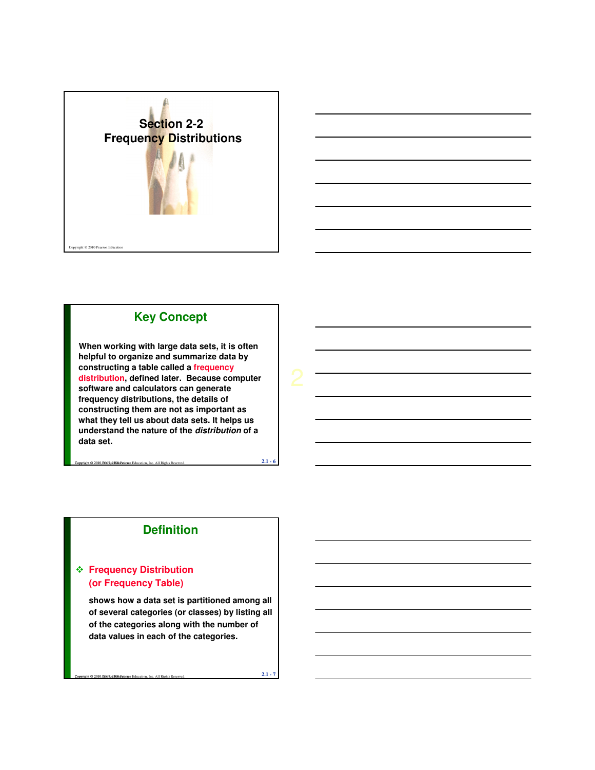# Section 2-2
## Frequency Distributions

## Key Concept

When working with large data sets, it is often helpful to organize and summarize data by constructing a table called a frequency distribution, defined later. Because computer software and calculators can generate frequency distributions, the details of constructing them are not as important as what they tell us about data sets. It helps us understand the nature of the *distribution* of a data set.

## Definition

- **Frequency Distribution (or Frequency Table)**

  shows how a data set is partitioned among all of several categories (or classes) by listing all of the categories along with the number of data values in each of the categories.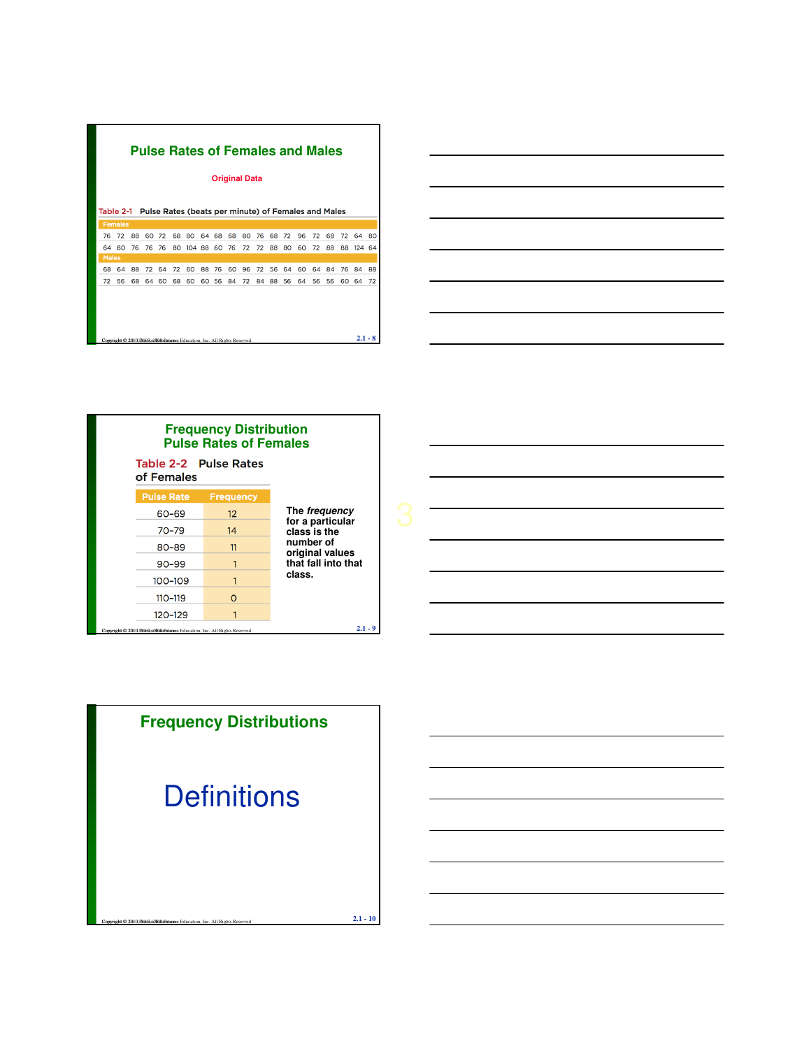## Pulse Rates of Females and Males

Original Data

Table 2-1 Pulse Rates (beats per minute) of Females and Males

**Females**

76 72 88 60 72 68 80 64 68 68 80 76 68 72 96 72 68 72 64 80

64 80 76 76 76 80 104 88 60 76 72 72 88 80 60 72 88 88 124 64

**Males**

68 64 88 72 64 72 60 88 76 60 96 72 56 64 60 64 84 76 84 88

72 56 68 64 60 68 60 60 56 84 72 84 88 56 64 56 56 60 64 72

## Frequency Distribution Pulse Rates of Females

Table 2-2 Pulse Rates of Females

| Pulse Rate | Frequency |
|---|---|
| 60–69 | 12 |
| 70–79 | 14 |
| 80–89 | 11 |
| 90–99 | 1 |
| 100–109 | 1 |
| 110–119 | 0 |
| 120–129 | 1 |

The *frequency* for a particular class is the number of original values that fall into that class.

## Frequency Distributions

Definitions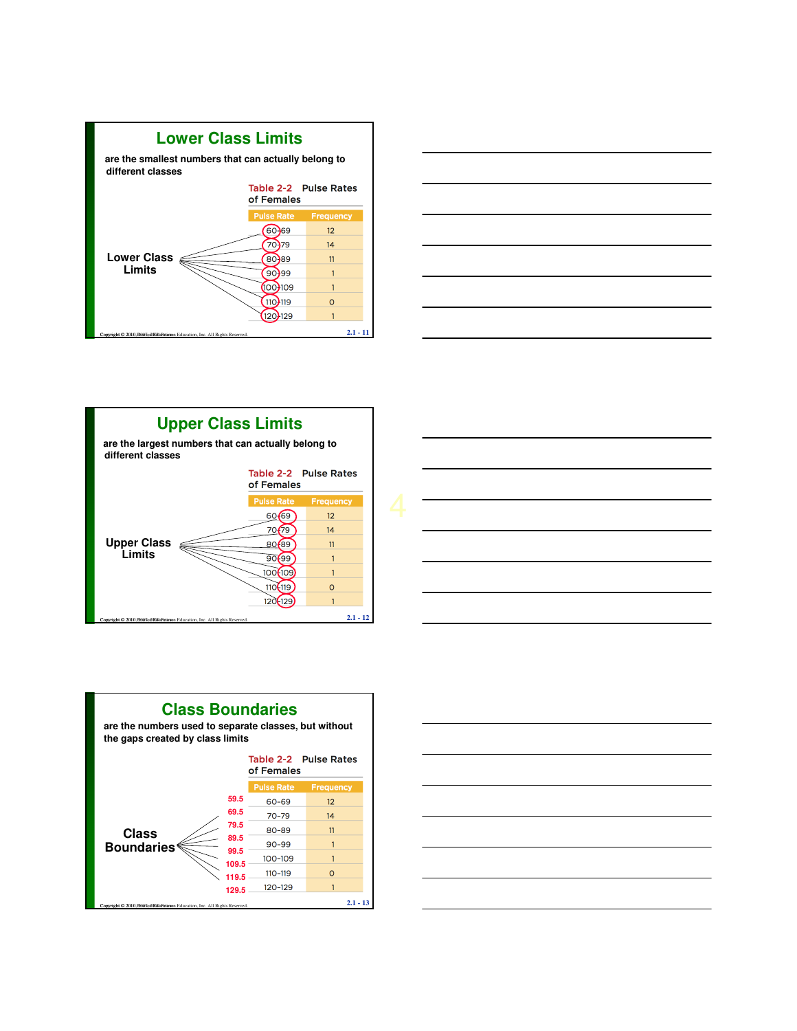## Lower Class Limits

are the smallest numbers that can actually belong to different classes

Lower Class Limits

Table 2-2 Pulse Rates of Females

| Pulse Rate | Frequency |
|---|---|
| 60-69 | 12 |
| 70-79 | 14 |
| 80-89 | 11 |
| 90-99 | 1 |
| 100-109 | 1 |
| 110-119 | 0 |
| 120-129 | 1 |

## Upper Class Limits

are the largest numbers that can actually belong to different classes

Upper Class Limits

Table 2-2 Pulse Rates of Females

| Pulse Rate | Frequency |
|---|---|
| 60-69 | 12 |
| 70-79 | 14 |
| 80-89 | 11 |
| 90-99 | 1 |
| 100-109 | 1 |
| 110-119 | 0 |
| 120-129 | 1 |

## Class Boundaries

are the numbers used to separate classes, but without the gaps created by class limits

Class Boundaries

Table 2-2 Pulse Rates of Females

| Class Boundaries | Pulse Rate | Frequency |
|---|---|---|
| 59.5 | | |
| | 60-69 | 12 |
| 69.5 | | |
| | 70-79 | 14 |
| 79.5 | | |
| | 80-89 | 11 |
| 89.5 | | |
| | 90-99 | 1 |
| 99.5 | | |
| | 100-109 | 1 |
| 109.5 | | |
| | 110-119 | 0 |
| 119.5 | | |
| | 120-129 | 1 |
| 129.5 | | |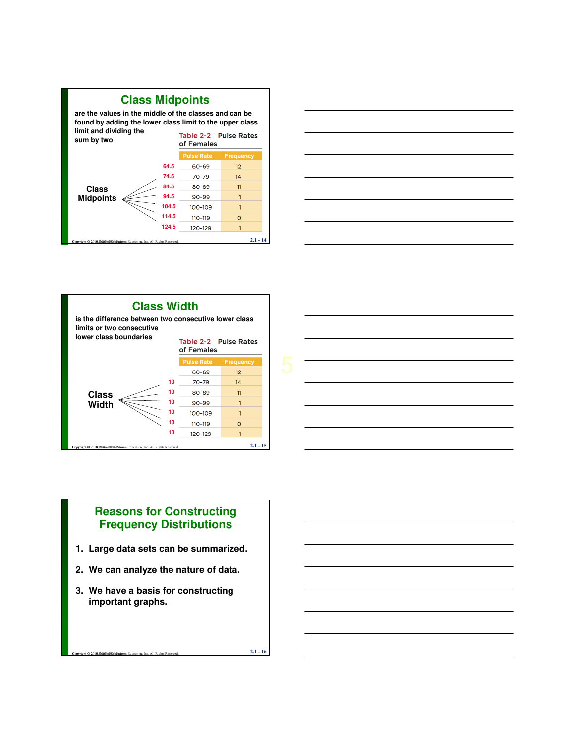## Class Midpoints

are the values in the middle of the classes and can be found by adding the lower class limit to the upper class limit and dividing the sum by two

Table 2-2 Pulse Rates of Females

| Class Midpoints | Pulse Rate | Frequency |
|---|---|---|
| 64.5 | 60-69 | 12 |
| 74.5 | 70-79 | 14 |
| 84.5 | 80-89 | 11 |
| 94.5 | 90-99 | 1 |
| 104.5 | 100-109 | 1 |
| 114.5 | 110-119 | 0 |
| 124.5 | 120-129 | 1 |

## Class Width

is the difference between two consecutive lower class limits or two consecutive lower class boundaries

Table 2-2 Pulse Rates of Females

| Class Width | Pulse Rate | Frequency |
|---|---|---|
| | 60-69 | 12 |
| 10 | 70-79 | 14 |
| 10 | 80-89 | 11 |
| 10 | 90-99 | 1 |
| 10 | 100-109 | 1 |
| 10 | 110-119 | 0 |
| 10 | 120-129 | 1 |

## Reasons for Constructing Frequency Distributions

1. Large data sets can be summarized.
2. We can analyze the nature of data.
3. We have a basis for constructing important graphs.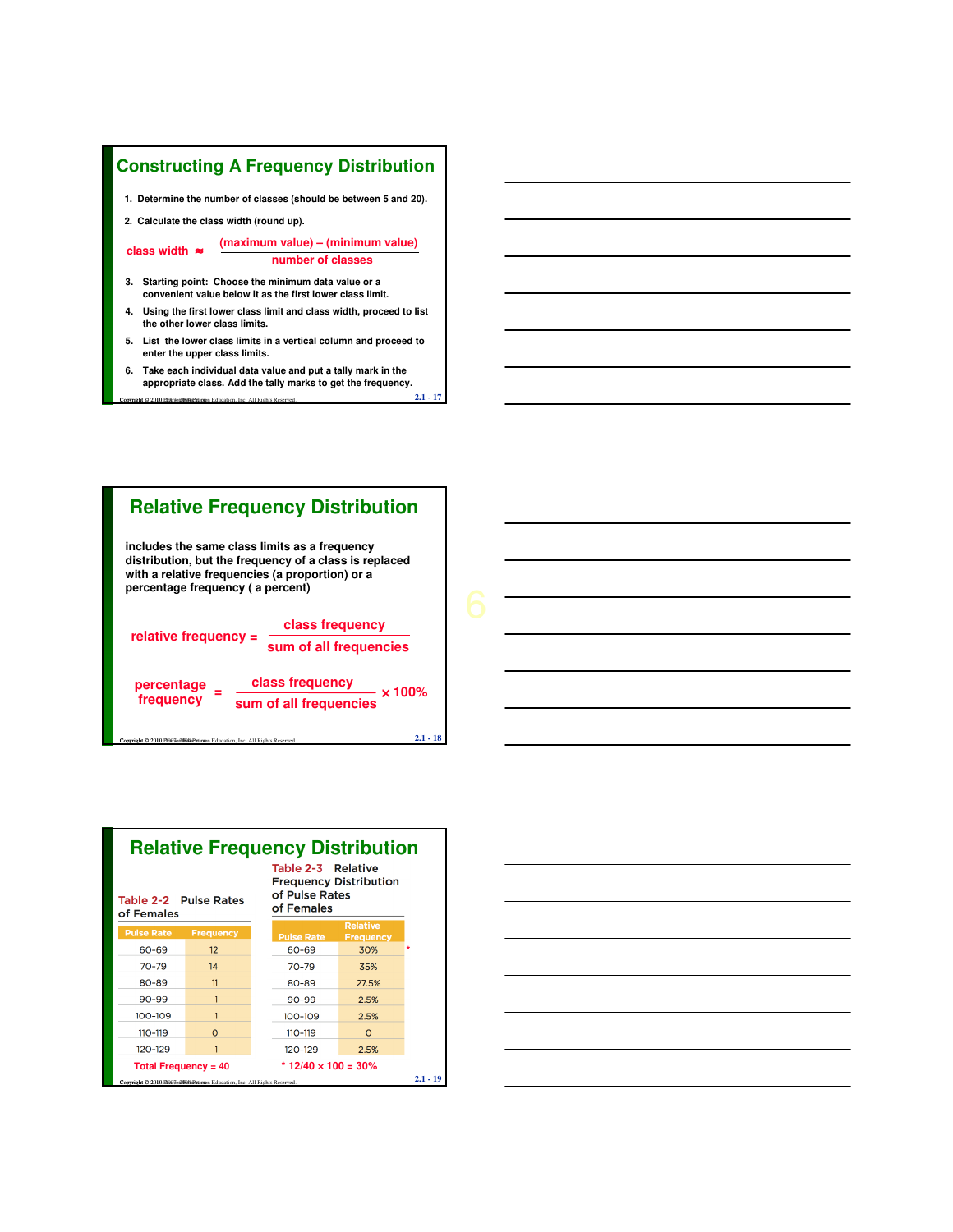## Constructing A Frequency Distribution

1. Determine the number of classes (should be between 5 and 20).
2. Calculate the class width (round up).

$$\text{class width} \approx \frac{(\text{maximum value}) - (\text{minimum value})}{\text{number of classes}}$$

3. Starting point: Choose the minimum data value or a convenient value below it as the first lower class limit.
4. Using the first lower class limit and class width, proceed to list the other lower class limits.
5. List the lower class limits in a vertical column and proceed to enter the upper class limits.
6. Take each individual data value and put a tally mark in the appropriate class. Add the tally marks to get the frequency.

## Relative Frequency Distribution

includes the same class limits as a frequency distribution, but the frequency of a class is replaced with a relative frequencies (a proportion) or a percentage frequency ( a percent)

$$\text{relative frequency} = \frac{\text{class frequency}}{\text{sum of all frequencies}}$$

$$\text{percentage frequency} = \frac{\text{class frequency}}{\text{sum of all frequencies}} \times 100\%$$

## Relative Frequency Distribution

Table 2-2 Pulse Rates of Females

| Pulse Rate | Frequency |
|---|---|
| 60-69 | 12 |
| 70-79 | 14 |
| 80-89 | 11 |
| 90-99 | 1 |
| 100-109 | 1 |
| 110-119 | 0 |
| 120-129 | 1 |

Total Frequency = 40

Table 2-3 Relative Frequency Distribution of Pulse Rates of Females

| Pulse Rate | Relative Frequency |
|---|---|
| 60-69 | 30% * |
| 70-79 | 35% |
| 80-89 | 27.5% |
| 90-99 | 2.5% |
| 100-109 | 2.5% |
| 110-119 | 0 |
| 120-129 | 2.5% |

* $12/40 \times 100 = 30\%$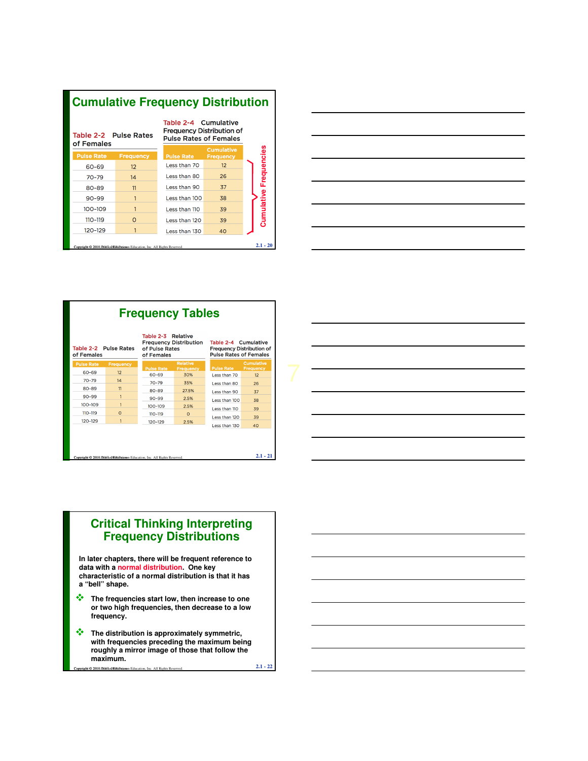## Cumulative Frequency Distribution

Table 2-2 Pulse Rates of Females

| Pulse Rate | Frequency |
|---|---|
| 60-69 | 12 |
| 70-79 | 14 |
| 80-89 | 11 |
| 90-99 | 1 |
| 100-109 | 1 |
| 110-119 | 0 |
| 120-129 | 1 |

Table 2-4 Cumulative Frequency Distribution of Pulse Rates of Females

| Pulse Rate | Cumulative Frequency |
|---|---|
| Less than 70 | 12 |
| Less than 80 | 26 |
| Less than 90 | 37 |
| Less than 100 | 38 |
| Less than 110 | 39 |
| Less than 120 | 39 |
| Less than 130 | 40 |

Cumulative Frequencies

## Frequency Tables

Table 2-2 Pulse Rates of Females

| Pulse Rate | Frequency |
|---|---|
| 60-69 | 12 |
| 70-79 | 14 |
| 80-89 | 11 |
| 90-99 | 1 |
| 100-109 | 1 |
| 110-119 | 0 |
| 120-129 | 1 |

Table 2-3 Relative Frequency Distribution of Pulse Rates of Females

| Pulse Rate | Relative Frequency |
|---|---|
| 60-69 | 30% |
| 70-79 | 35% |
| 80-89 | 27.5% |
| 90-99 | 2.5% |
| 100-109 | 2.5% |
| 110-119 | 0 |
| 120-129 | 2.5% |

Table 2-4 Cumulative Frequency Distribution of Pulse Rates of Females

| Pulse Rate | Cumulative Frequency |
|---|---|
| Less than 70 | 12 |
| Less than 80 | 26 |
| Less than 90 | 37 |
| Less than 100 | 38 |
| Less than 110 | 39 |
| Less than 120 | 39 |
| Less than 130 | 40 |

## Critical Thinking Interpreting Frequency Distributions

In later chapters, there will be frequent reference to data with a normal distribution. One key characteristic of a normal distribution is that it has a "bell" shape.

- The frequencies start low, then increase to one or two high frequencies, then decrease to a low frequency.
- The distribution is approximately symmetric, with frequencies preceding the maximum being roughly a mirror image of those that follow the maximum.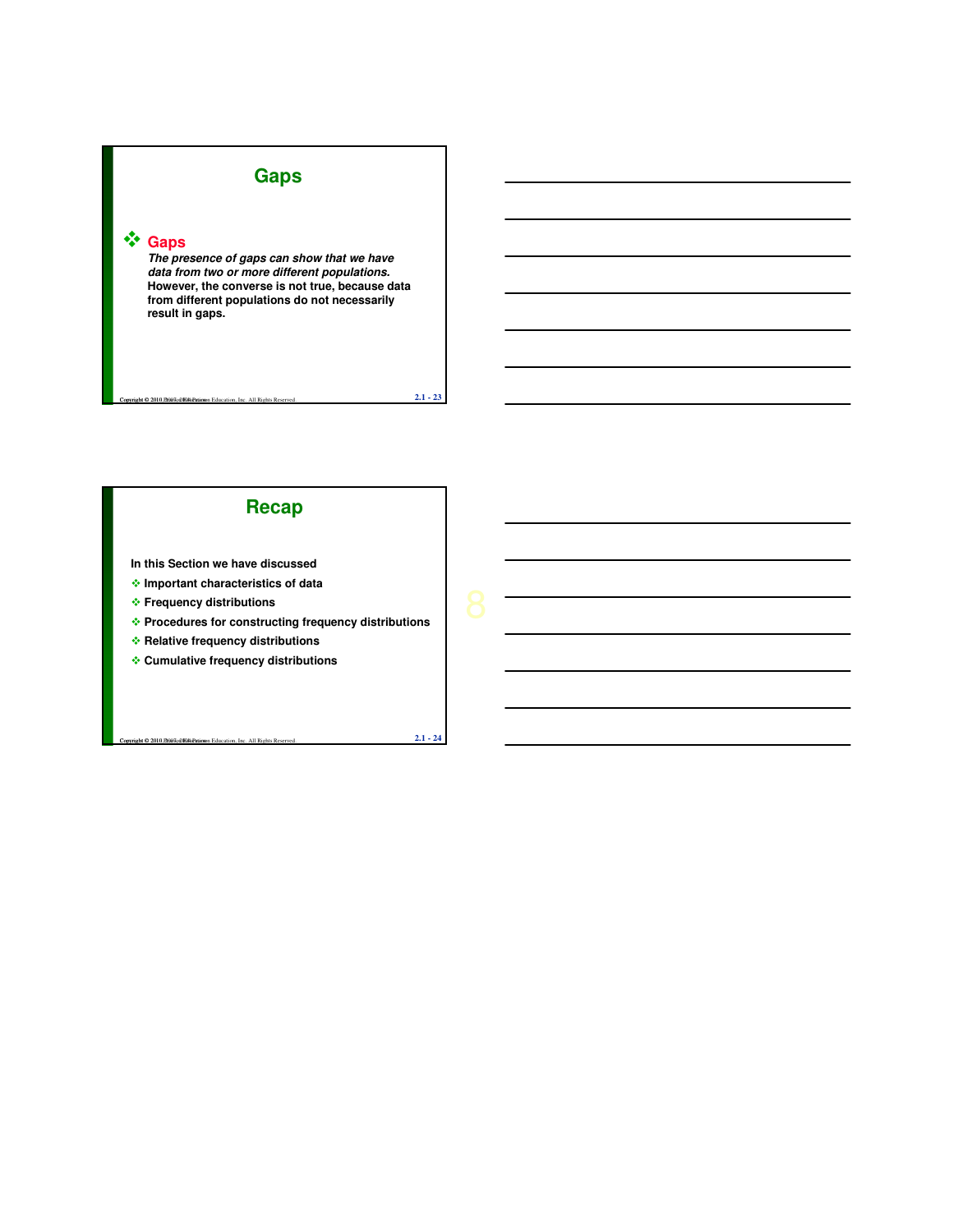## Gaps

- **Gaps**
  ***The presence of gaps can show that we have data from two or more different populations.*** **However, the converse is not true, because data from different populations do not necessarily result in gaps.**

## Recap

**In this Section we have discussed**

- **Important characteristics of data**
- **Frequency distributions**
- **Procedures for constructing frequency distributions**
- **Relative frequency distributions**
- **Cumulative frequency distributions**